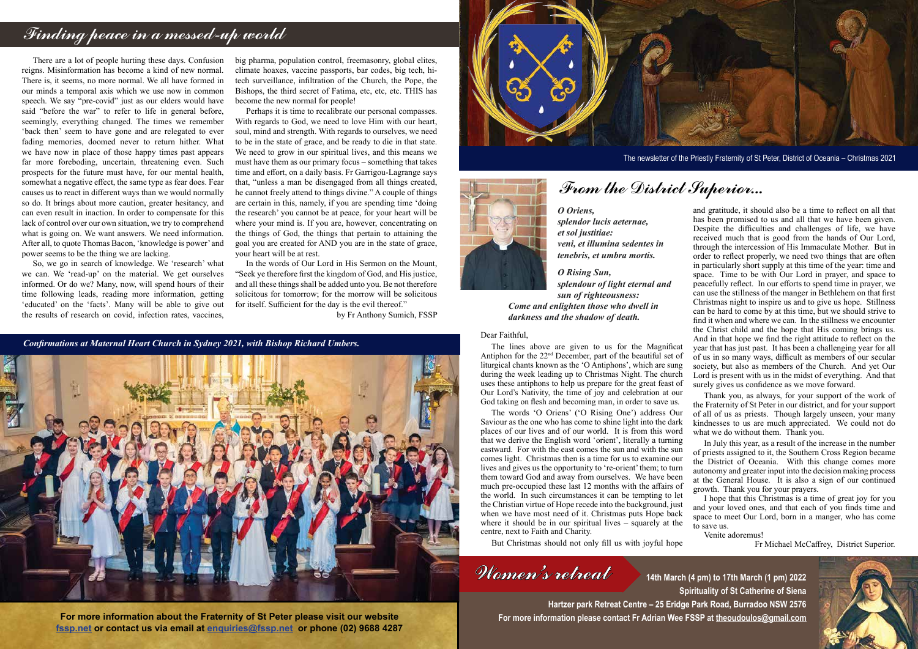# Finding peace in a messed-up world

There are a lot of people hurting these days. Confusion reigns. Misinformation has become a kind of new normal. There is, it seems, no more normal. We all have formed in our minds a temporal axis which we use now in common speech. We say "pre-covid" just as our elders would have said "before the war" to refer to life in general before, seemingly, everything changed. The times we remember 'back then' seem to have gone and are relegated to ever fading memories, doomed never to return hither. What we have now in place of those happy times past appears far more foreboding, uncertain, threatening even. Such prospects for the future must have, for our mental health, somewhat a negative effect, the same type as fear does. Fear causes us to react in different ways than we would normally so do. It brings about more caution, greater hesitancy, and can even result in inaction. In order to compensate for this lack of control over our own situation, we try to comprehend what is going on. We want answers. We need information. After all, to quote Thomas Bacon, 'knowledge is power' and power seems to be the thing we are lacking.

So, we go in search of knowledge. We 'research' what we can. We 'read-up' on the material. We get ourselves informed. Or do we? Many, now, will spend hours of their time following leads, reading more information, getting 'educated' on the 'facts'. Many will be able to give out the results of research on covid, infection rates, vaccines, big pharma, population control, freemasonry, global elites, climate hoaxes, vaccine passports, bar codes, big tech, hi-tech surveillance, infiltration of the Church, the Pope, the Bishops, the third secret of Fatima, etc, etc, etc. THIS has become the new normal for people!

Perhaps it is time to recalibrate our personal compasses. With regards to God, we need to love Him with our heart, soul, mind and strength. With regards to ourselves, we need to be in the state of grace, and be ready to die in that state. We need to grow in our spiritual lives, and this means we must have them as our primary focus – something that takes time and effort, on a daily basis. Fr Garrigou-Lagrange says that, "unless a man be disengaged from all things created, he cannot freely attend to things divine." A couple of things are certain in this, namely, if you are spending time 'doing the research' you cannot be at peace, for your heart will be where your mind is. If you are, however, concentrating on the things of God, the things that pertain to attaining the goal you are created for AND you are in the state of grace, your heart will be at rest.

In the words of Our Lord in His Sermon on the Mount, "Seek ye therefore first the kingdom of God, and His justice, and all these things shall be added unto you. Be not therefore solicitous for tomorrow; for the morrow will be solicitous for itself. Sufficient for the day is the evil thereof."

by Fr Anthony Sumich, FSSP

*Confirmations at Maternal Heart Church in Sydney 2021, with Bishop Richard Umbers.*

**For more information about the Fraternity of St Peter please visit our website fssp.net or contact us via email at enquiries@fssp.net or phone (02) 9688 4287**

The newsletter of the Priestly Fraternity of St Peter, District of Oceania – Christmas 2021

# From the District Superior...

***O Oriens,***
***splendor lucis aeternae,***
***et sol justitiae:***
***veni, et illumina sedentes in tenebris, et umbra mortis.***

***O Rising Sun,***
***splendour of light eternal and sun of righteousness:***
***Come and enlighten those who dwell in darkness and the shadow of death.***

Dear Faithful,

The lines above are given to us for the Magnificat Antiphon for the 22nd December, part of the beautiful set of liturgical chants known as the 'O Antiphons', which are sung during the week leading up to Christmas Night. The church uses these antiphons to help us prepare for the great feast of Our Lord's Nativity, the time of joy and celebration at our God taking on flesh and becoming man, in order to save us.

The words 'O Oriens' ('O Rising One') address Our Saviour as the one who has come to shine light into the dark places of our lives and of our world. It is from this word that we derive the English word 'orient', literally a turning eastward. For with the east comes the sun and with the sun comes light. Christmas then is a time for us to examine our lives and gives us the opportunity to 're-orient' them; to turn them toward God and away from ourselves. We have been much pre-occupied these last 12 months with the affairs of the world. In such circumstances it can be tempting to let the Christian virtue of Hope recede into the background, just when we have most need of it. Christmas puts Hope back where it should be in our spiritual lives – squarely at the centre, next to Faith and Charity.

But Christmas should not only fill us with joyful hope and gratitude, it should also be a time to reflect on all that has been promised to us and all that we have been given. Despite the difficulties and challenges of life, we have received much that is good from the hands of Our Lord, through the intercession of His Immaculate Mother. But in order to reflect properly, we need two things that are often in particularly short supply at this time of the year: time and space. Time to be with Our Lord in prayer, and space to peacefully reflect. In our efforts to spend time in prayer, we can use the stillness of the manger in Bethlehem on that first Christmas night to inspire us and to give us hope. Stillness can be hard to come by at this time, but we should strive to find it when and where we can. In the stillness we encounter the Christ child and the hope that His coming brings us. And in that hope we find the right attitude to reflect on the year that has just past. It has been a challenging year for all of us in so many ways, difficult as members of our secular society, but also as members of the Church. And yet Our Lord is present with us in the midst of everything. And that surely gives us confidence as we move forward.

Thank you, as always, for your support of the work of the Fraternity of St Peter in our district, and for your support of all of us as priests. Though largely unseen, your many kindnesses to us are much appreciated. We could not do what we do without them. Thank you.

In July this year, as a result of the increase in the number of priests assigned to it, the Southern Cross Region became the District of Oceania. With this change comes more autonomy and greater input into the decision making process at the General House. It is also a sign of our continued growth. Thank you for your prayers.

I hope that this Christmas is a time of great joy for you and your loved ones, and that each of you finds time and space to meet Our Lord, born in a manger, who has come to save us.

Venite adoremus!

Fr Michael McCaffrey, District Superior.

# Women's retreat

**14th March (4 pm) to 17th March (1 pm) 2022**
**Spirituality of St Catherine of Siena**
**Hartzer park Retreat Centre – 25 Eridge Park Road, Burradoo NSW 2576**
**For more information please contact Fr Adrian Wee FSSP at theoudoulos@gmail.com**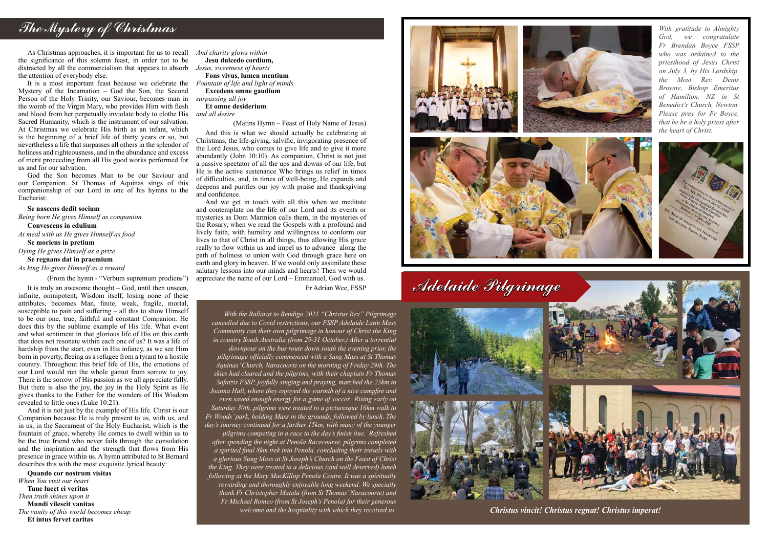# The Mystery of Christmas

As Christmas approaches, it is important for us to recall the significance of this solemn feast, in order not to be distracted by all the commercialism that appears to absorb the attention of everybody else.

It is a most important feast because we celebrate the Mystery of the Incarnation – God the Son, the Second Person of the Holy Trinity, our Saviour, becomes man in the womb of the Virgin Mary, who provides Him with flesh and blood from her perpetually inviolate body to clothe His Sacred Humanity, which is the instrument of our salvation. At Christmas we celebrate His birth as an infant, which is the beginning of a brief life of thirty years or so, but nevertheless a life that surpasses all others in the splendor of holiness and righteousness, and in the abundance and excess of merit proceeding from all His good works performed for us and for our salvation.

God the Son becomes Man to be our Saviour and our Companion. St Thomas of Aquinas sings of this companionship of our Lord in one of his hymns to the Eucharist:

**Se nascens dedit socium**
*Being born He gives Himself as companion*
**Convescens in edulium**
*At meal with us He gives Himself as food*
**Se moriens in pretium**
*Dying He gives Himself as a prize*
**Se regnans dat in praemium**
*As king He gives Himself as a reward*

(From the hymn - "Verbum supremum prodiens")

It is truly an awesome thought – God, until then unseen, infinite, omnipotent, Wisdom itself, losing none of these attributes, becomes Man, finite, weak, fragile, mortal, susceptible to pain and suffering – all this to show Himself to be our one, true, faithful and constant Companion. He does this by the sublime example of His life. What event and what sentiment in that glorious life of His on this earth that does not resonate within each one of us? It was a life of hardship from the start, even in His infancy, as we see Him born in poverty, fleeing as a refugee from a tyrant to a hostile country. Throughout this brief life of His, the emotions of our Lord would run the whole gamut from sorrow to joy. There is the sorrow of His passion as we all appreciate fully. But there is also the joy, the joy in the Holy Spirit as He gives thanks to the Father for the wonders of His Wisdom revealed to little ones (Luke 10:21).

And it is not just by the example of His life. Christ is our Companion because He is truly present to us, with us, and in us, in the Sacrament of the Holy Eucharist, which is the fountain of grace, whereby He comes to dwell within us to be the true friend who never fails through the consolation and the inspiration and the strength that flows from His presence in grace within us. A hymn attributed to St Bernard describes this with the most exquisite lyrical beauty:

**Quando cor nostrum visitas**
*When You visit our heart*
**Tunc lucet ei veritas**
*Then truth shines upon it*
**Mundi vilescit vanitas**
*The vanity of this world becomes cheap*
**Et intus fervet caritas**
*And charity glows within*
**Jesu dulcedo cordium,**
*Jesus, sweetness of hearts*
**Fons vivus, lumen mentium**
*Fountain of life and light of minds*
**Excedens omne gaudium**
*surpassing all joy*
**Et omne desiderium**
*and all desire*

(Matins Hymn – Feast of Holy Name of Jesus)

And this is what we should actually be celebrating at Christmas, the life-giving, salvific, invigorating presence of the Lord Jesus, who comes to give life and to give it more abundantly (John 10:10). As companion, Christ is not just a passive spectator of all the ups and downs of our life, but He is the active sustenance Who brings us relief in times of difficulties, and, in times of well-being, He expands and deepens and purifies our joy with praise and thanksgiving and confidence.

And we get in touch with all this when we meditate and contemplate on the life of our Lord and its events or mysteries as Dom Marmion calls them, in the mysteries of the Rosary, when we read the Gospels with a profound and lively faith, with humility and willingness to conform our lives to that of Christ in all things, thus allowing His grace really to flow within us and impel us to advance along the path of holiness to union with God through grace here on earth and glory in heaven. If we would only assimilate these salutary lessons into our minds and hearts! Then we would appreciate the name of our Lord – Emmanuel, God with us.

Fr Adrian Wee, FSSP

*With gratitude to Almighty God, we congratulate Fr Brendan Boyce FSSP who was ordained to the priesthood of Jesus Christ on July 3, by His Lordship, the Most Rev. Denis Browne, Bishop Emeritus of Hamilton, NZ in St Benedict's Church, Newton. Please pray for Fr Boyce, that he be a holy priest after the heart of Christ.*

# Adelaide Pilgrinage

*With the Ballarat to Bendigo 2021 "Christus Rex" Pilgrimage cancelled due to Covid restrictions, our FSSP Adelaide Latin Mass Community ran their own pilgrimage in honour of Christ the King in country South Australia (from 29-31 October.) After a torrential downpour on the bus route down south the evening prior, the pilgrimage officially commenced with a Sung Mass at St Thomas Aquinas' Church, Naracoorte on the morning of Friday 29th. The skies had cleared and the pilgrims, with their chaplain Fr Thomas Sofatzis FSSP, joyfully singing and praying, marched the 25km to Joanna Hall, where they enjoyed the warmth of a nice campfire and even saved enough energy for a game of soccer. Rising early on Saturday 30th, pilgrims were treated to a picturesque 16km walk to Fr Woods' park, holding Mass in the grounds, followed by lunch. The day's journey continued for a further 15km, with many of the younger pilgrims competing in a race to the day's finish line. Refreshed after spending the night at Penola Racecourse, pilgrims completed a spirited final 8km trek into Penola, concluding their travels with a glorious Sung Mass at St Joseph's Church on the Feast of Christ the King. They were treated to a delicious (and well deserved) lunch following at the Mary MacKillop Penola Centre. It was a spiritually rewarding and thoroughly enjoyable long weekend. We specially thank Fr Christopher Matala (from St Thomas' Naracoorte) and Fr Michael Romeo (from St Joseph's Penola) for their generous welcome and the hospitality with which they received us.*

***Christus vincit! Christus regnat! Christus imperat!***